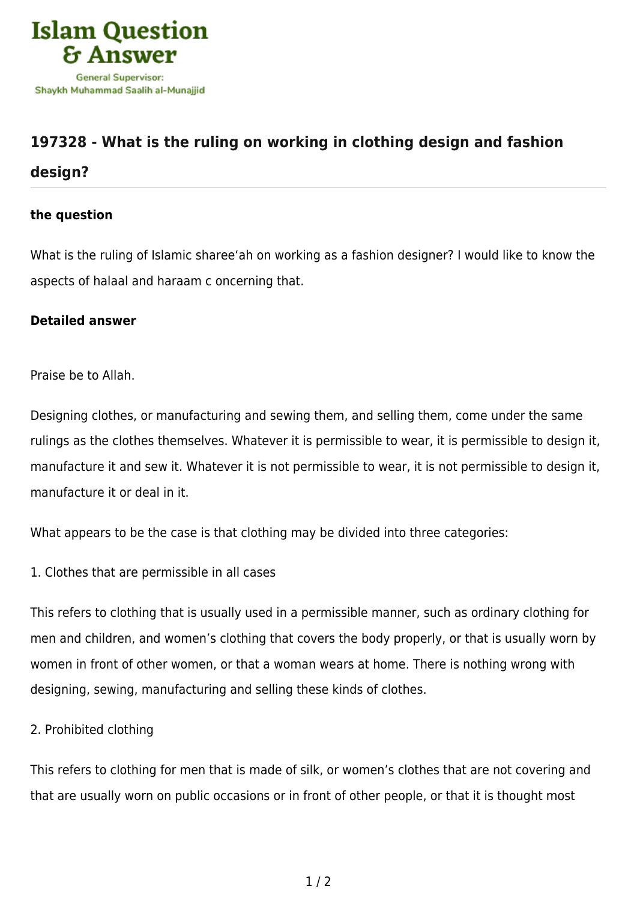Islam Question & Answer

General Supervisor: Shaykh Muhammad Saalih al-Munajjid

## 197328 - What is the ruling on working in clothing design and fashion design?

### the question

What is the ruling of Islamic sharee'ah on working as a fashion designer? I would like to know the aspects of halaal and haraam c oncerning that.

### Detailed answer

Praise be to Allah.

Designing clothes, or manufacturing and sewing them, and selling them, come under the same rulings as the clothes themselves. Whatever it is permissible to wear, it is permissible to design it, manufacture it and sew it. Whatever it is not permissible to wear, it is not permissible to design it, manufacture it or deal in it.

What appears to be the case is that clothing may be divided into three categories:

1. Clothes that are permissible in all cases

This refers to clothing that is usually used in a permissible manner, such as ordinary clothing for men and children, and women's clothing that covers the body properly, or that is usually worn by women in front of other women, or that a woman wears at home. There is nothing wrong with designing, sewing, manufacturing and selling these kinds of clothes.

2. Prohibited clothing

This refers to clothing for men that is made of silk, or women's clothes that are not covering and that are usually worn on public occasions or in front of other people, or that it is thought most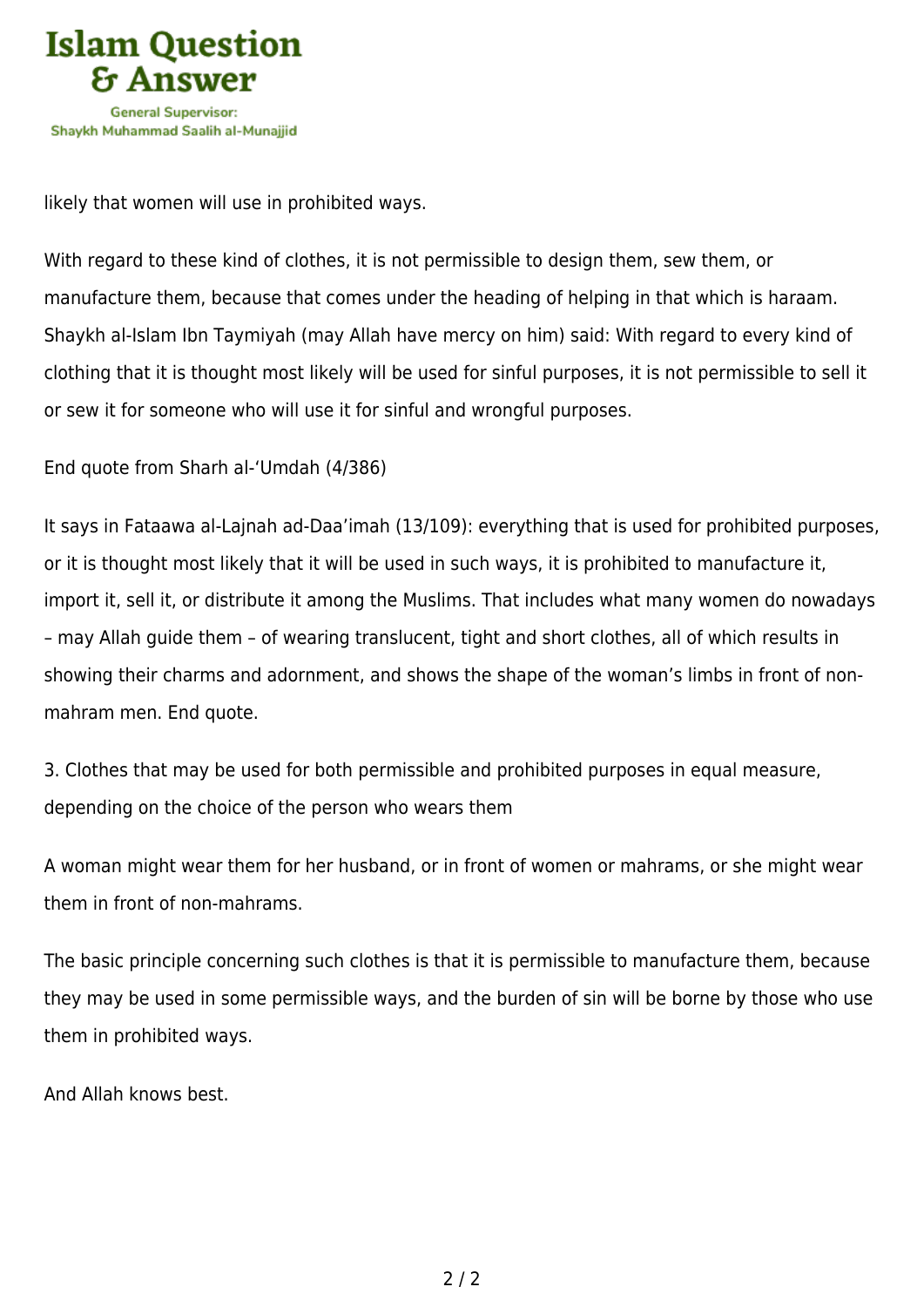likely that women will use in prohibited ways.

With regard to these kind of clothes, it is not permissible to design them, sew them, or manufacture them, because that comes under the heading of helping in that which is haraam. Shaykh al-Islam Ibn Taymiyah (may Allah have mercy on him) said: With regard to every kind of clothing that it is thought most likely will be used for sinful purposes, it is not permissible to sell it or sew it for someone who will use it for sinful and wrongful purposes.

End quote from Sharh al-'Umdah (4/386)

It says in Fataawa al-Lajnah ad-Daa'imah (13/109): everything that is used for prohibited purposes, or it is thought most likely that it will be used in such ways, it is prohibited to manufacture it, import it, sell it, or distribute it among the Muslims. That includes what many women do nowadays – may Allah guide them – of wearing translucent, tight and short clothes, all of which results in showing their charms and adornment, and shows the shape of the woman's limbs in front of non-mahram men. End quote.

3. Clothes that may be used for both permissible and prohibited purposes in equal measure, depending on the choice of the person who wears them

A woman might wear them for her husband, or in front of women or mahrams, or she might wear them in front of non-mahrams.

The basic principle concerning such clothes is that it is permissible to manufacture them, because they may be used in some permissible ways, and the burden of sin will be borne by those who use them in prohibited ways.

And Allah knows best.